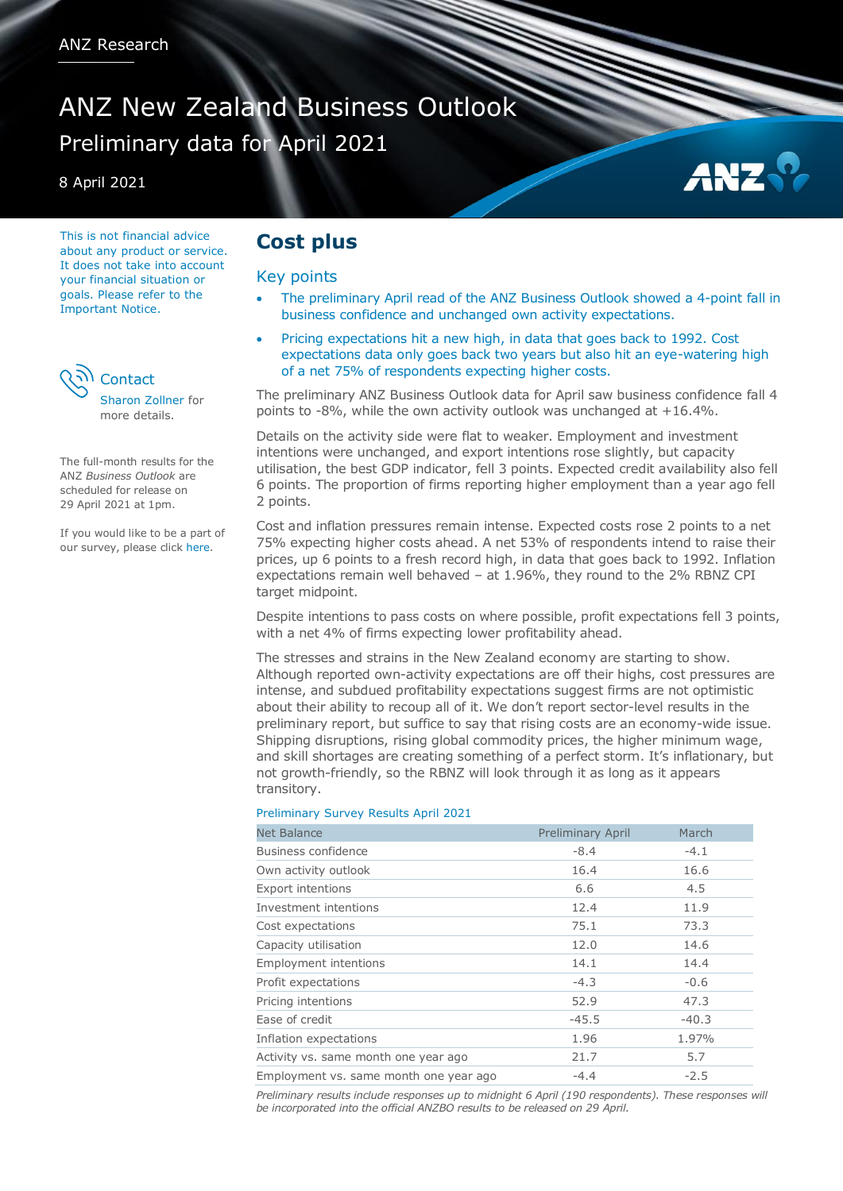ANZ Research

# ANZ New Zealand Business Outlook

Preliminary data for April 2021

8 April 2021

This is not financial advice about any product or service. It does not take into account your financial situation or goals. Please refer to the Important Notice.

Contact

Sharon Zollner for more details.

The full-month results for the ANZ *Business Outlook* are scheduled for release on 29 April 2021 at 1pm.

If you would like to be a part of our survey, please click here.

## Cost plus

### Key points

- The preliminary April read of the ANZ Business Outlook showed a 4-point fall in business confidence and unchanged own activity expectations.
- Pricing expectations hit a new high, in data that goes back to 1992. Cost expectations data only goes back two years but also hit an eye-watering high of a net 75% of respondents expecting higher costs.

The preliminary ANZ Business Outlook data for April saw business confidence fall 4 points to -8%, while the own activity outlook was unchanged at +16.4%.

Details on the activity side were flat to weaker. Employment and investment intentions were unchanged, and export intentions rose slightly, but capacity utilisation, the best GDP indicator, fell 3 points. Expected credit availability also fell 6 points. The proportion of firms reporting higher employment than a year ago fell 2 points.

Cost and inflation pressures remain intense. Expected costs rose 2 points to a net 75% expecting higher costs ahead. A net 53% of respondents intend to raise their prices, up 6 points to a fresh record high, in data that goes back to 1992. Inflation expectations remain well behaved – at 1.96%, they round to the 2% RBNZ CPI target midpoint.

Despite intentions to pass costs on where possible, profit expectations fell 3 points, with a net 4% of firms expecting lower profitability ahead.

The stresses and strains in the New Zealand economy are starting to show. Although reported own-activity expectations are off their highs, cost pressures are intense, and subdued profitability expectations suggest firms are not optimistic about their ability to recoup all of it. We don't report sector-level results in the preliminary report, but suffice to say that rising costs are an economy-wide issue. Shipping disruptions, rising global commodity prices, the higher minimum wage, and skill shortages are creating something of a perfect storm. It's inflationary, but not growth-friendly, so the RBNZ will look through it as long as it appears transitory.

Preliminary Survey Results April 2021

| Net Balance | Preliminary April | March |
|---|---|---|
| Business confidence | -8.4 | -4.1 |
| Own activity outlook | 16.4 | 16.6 |
| Export intentions | 6.6 | 4.5 |
| Investment intentions | 12.4 | 11.9 |
| Cost expectations | 75.1 | 73.3 |
| Capacity utilisation | 12.0 | 14.6 |
| Employment intentions | 14.1 | 14.4 |
| Profit expectations | -4.3 | -0.6 |
| Pricing intentions | 52.9 | 47.3 |
| Ease of credit | -45.5 | -40.3 |
| Inflation expectations | 1.96 | 1.97% |
| Activity vs. same month one year ago | 21.7 | 5.7 |
| Employment vs. same month one year ago | -4.4 | -2.5 |

*Preliminary results include responses up to midnight 6 April (190 respondents). These responses will be incorporated into the official ANZBO results to be released on 29 April.*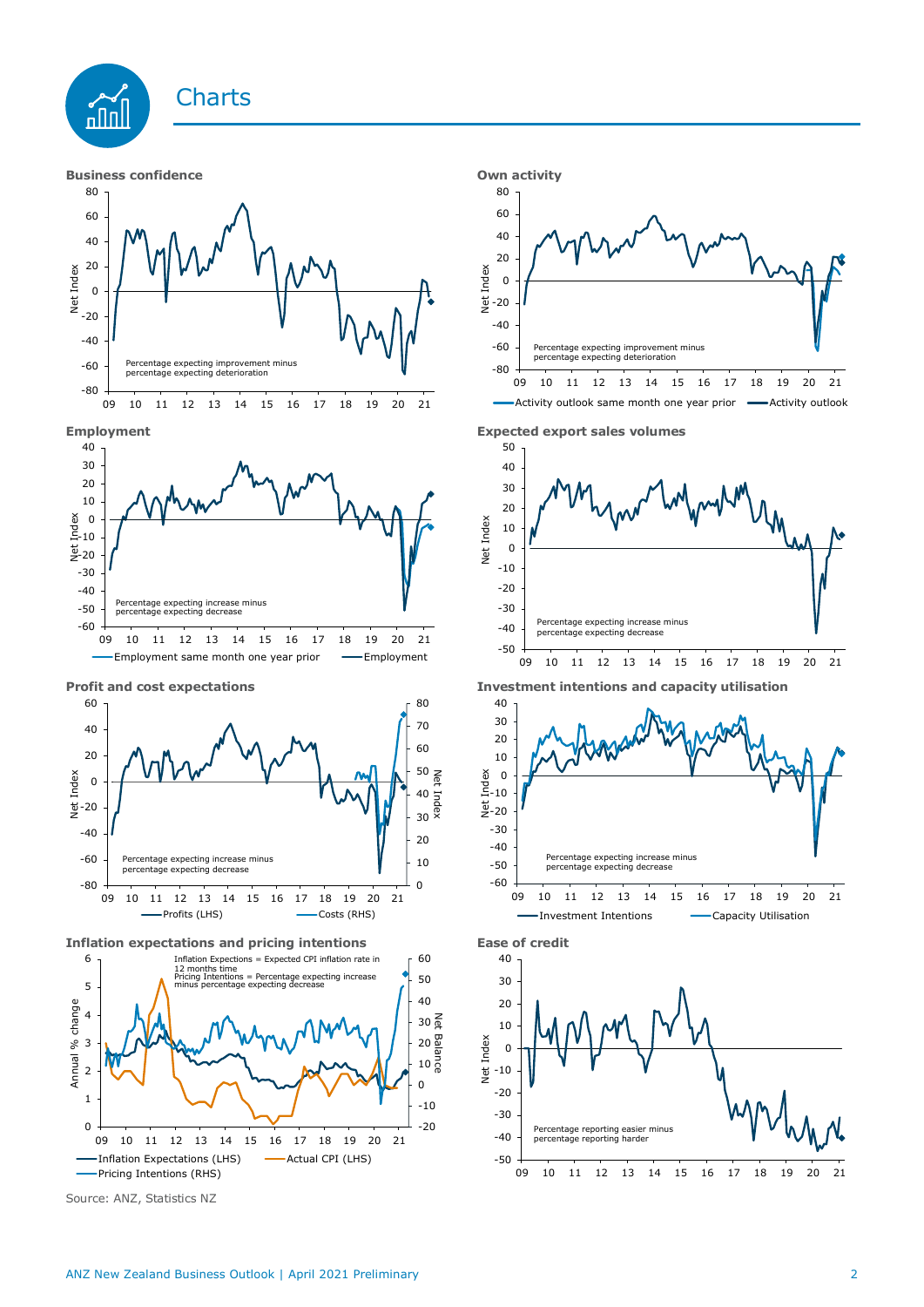# Charts

**Business confidence**

Percentage expecting improvement minus percentage expecting deterioration

**Own activity**

Percentage expecting improvement minus percentage expecting deterioration

Activity outlook same month one year prior — Activity outlook

**Employment**

Percentage expecting increase minus percentage expecting decrease

Employment same month one year prior — Employment

**Expected export sales volumes**

Percentage expecting increase minus percentage expecting decrease

**Profit and cost expectations**

Percentage expecting increase minus percentage expecting decrease

Profits (LHS) — Costs (RHS)

**Investment intentions and capacity utilisation**

Percentage expecting increase minus percentage expecting decrease

Investment Intentions — Capacity Utilisation

**Inflation expectations and pricing intentions**

Inflation Expectations = Expected CPI inflation rate in 12 months time
Pricing Intentions = Percentage expecting increase minus percentage expecting decrease

Inflation Expectations (LHS) — Actual CPI (LHS) — Pricing Intentions (RHS)

**Ease of credit**

Percentage reporting easier minus percentage reporting harder

Source: ANZ, Statistics NZ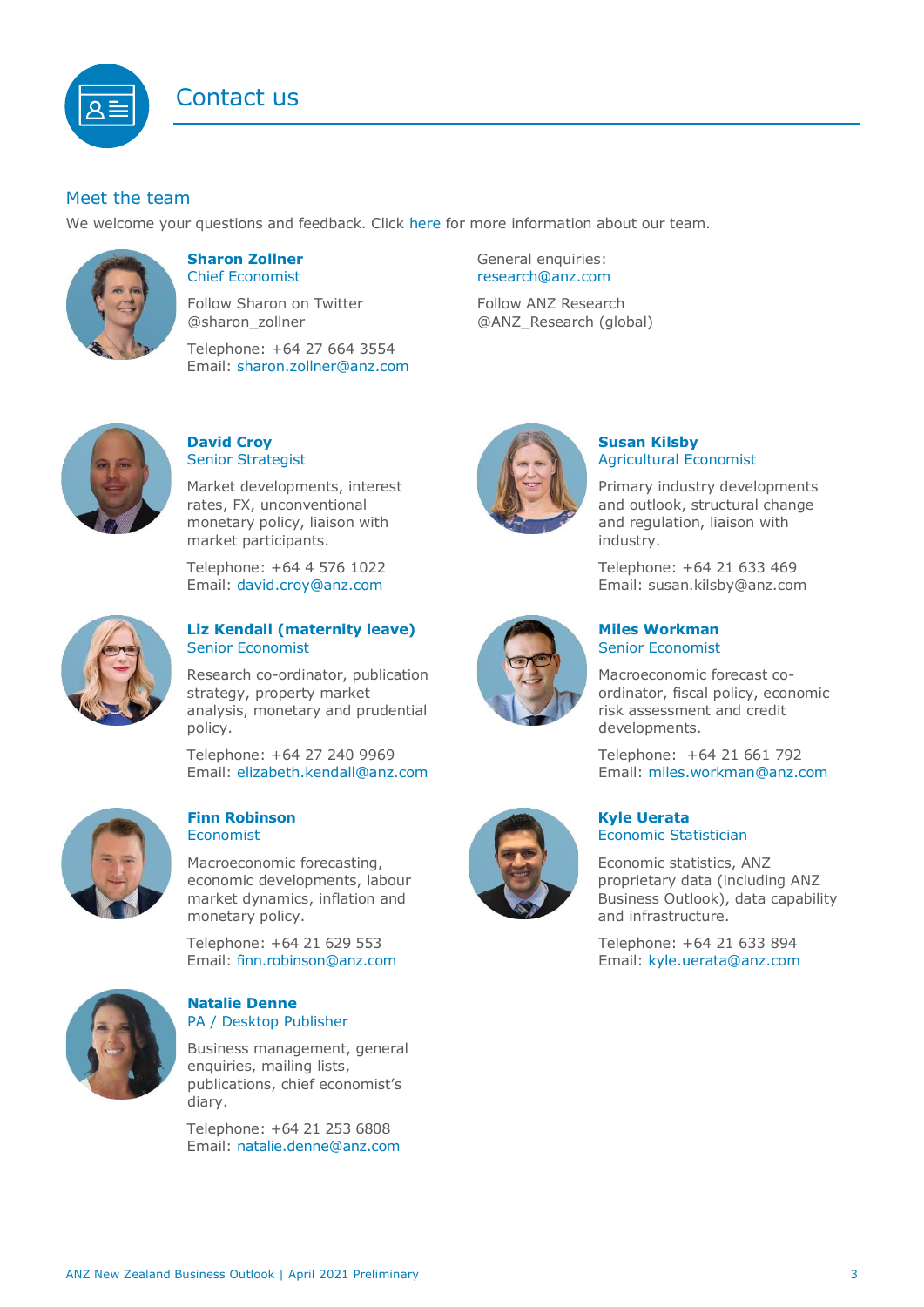# Contact us

## Meet the team

We welcome your questions and feedback. Click here for more information about our team.

**Sharon Zollner**
Chief Economist

Follow Sharon on Twitter
@sharon_zollner

Telephone: +64 27 664 3554
Email: sharon.zollner@anz.com

General enquiries:
research@anz.com

Follow ANZ Research
@ANZ_Research (global)

**David Croy**
Senior Strategist

Market developments, interest rates, FX, unconventional monetary policy, liaison with market participants.

Telephone: +64 4 576 1022
Email: david.croy@anz.com

**Susan Kilsby**
Agricultural Economist

Primary industry developments and outlook, structural change and regulation, liaison with industry.

Telephone: +64 21 633 469
Email: susan.kilsby@anz.com

**Liz Kendall (maternity leave)**
Senior Economist

Research co-ordinator, publication strategy, property market analysis, monetary and prudential policy.

Telephone: +64 27 240 9969
Email: elizabeth.kendall@anz.com

**Miles Workman**
Senior Economist

Macroeconomic forecast co-ordinator, fiscal policy, economic risk assessment and credit developments.

Telephone: +64 21 661 792
Email: miles.workman@anz.com

**Finn Robinson**
Economist

Macroeconomic forecasting, economic developments, labour market dynamics, inflation and monetary policy.

Telephone: +64 21 629 553
Email: finn.robinson@anz.com

**Kyle Uerata**
Economic Statistician

Economic statistics, ANZ proprietary data (including ANZ Business Outlook), data capability and infrastructure.

Telephone: +64 21 633 894
Email: kyle.uerata@anz.com

**Natalie Denne**
PA / Desktop Publisher

Business management, general enquiries, mailing lists, publications, chief economist's diary.

Telephone: +64 21 253 6808
Email: natalie.denne@anz.com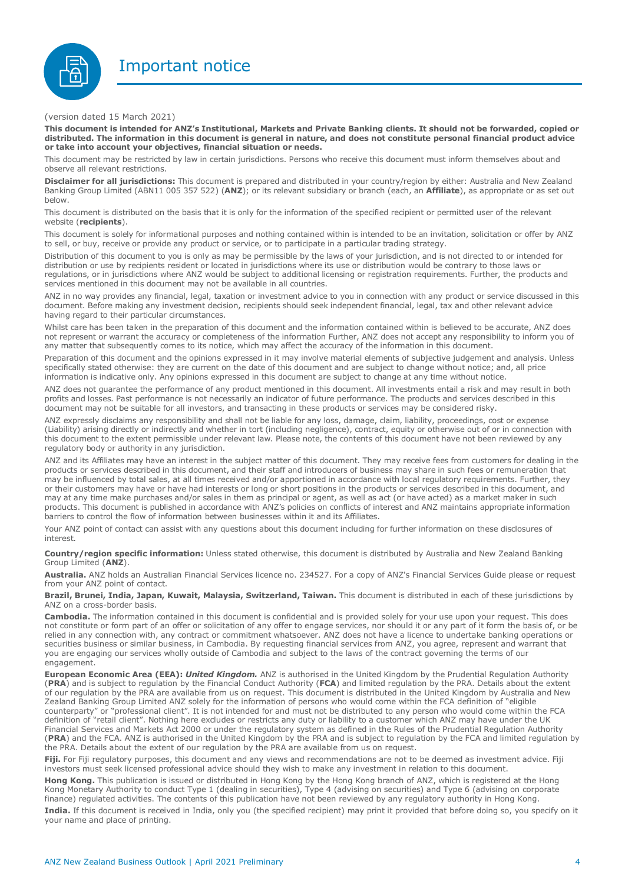# Important notice

(version dated 15 March 2021)

**This document is intended for ANZ's Institutional, Markets and Private Banking clients. It should not be forwarded, copied or distributed. The information in this document is general in nature, and does not constitute personal financial product advice or take into account your objectives, financial situation or needs.**

This document may be restricted by law in certain jurisdictions. Persons who receive this document must inform themselves about and observe all relevant restrictions.

**Disclaimer for all jurisdictions:** This document is prepared and distributed in your country/region by either: Australia and New Zealand Banking Group Limited (ABN11 005 357 522) (**ANZ**); or its relevant subsidiary or branch (each, an **Affiliate**), as appropriate or as set out below.

This document is distributed on the basis that it is only for the information of the specified recipient or permitted user of the relevant website (**recipients**).

This document is solely for informational purposes and nothing contained within is intended to be an invitation, solicitation or offer by ANZ to sell, or buy, receive or provide any product or service, or to participate in a particular trading strategy.

Distribution of this document to you is only as may be permissible by the laws of your jurisdiction, and is not directed to or intended for distribution or use by recipients resident or located in jurisdictions where its use or distribution would be contrary to those laws or regulations, or in jurisdictions where ANZ would be subject to additional licensing or registration requirements. Further, the products and services mentioned in this document may not be available in all countries.

ANZ in no way provides any financial, legal, taxation or investment advice to you in connection with any product or service discussed in this document. Before making any investment decision, recipients should seek independent financial, legal, tax and other relevant advice having regard to their particular circumstances.

Whilst care has been taken in the preparation of this document and the information contained within is believed to be accurate, ANZ does not represent or warrant the accuracy or completeness of the information Further, ANZ does not accept any responsibility to inform you of any matter that subsequently comes to its notice, which may affect the accuracy of the information in this document.

Preparation of this document and the opinions expressed in it may involve material elements of subjective judgement and analysis. Unless specifically stated otherwise: they are current on the date of this document and are subject to change without notice; and, all price information is indicative only. Any opinions expressed in this document are subject to change at any time without notice.

ANZ does not guarantee the performance of any product mentioned in this document. All investments entail a risk and may result in both profits and losses. Past performance is not necessarily an indicator of future performance. The products and services described in this document may not be suitable for all investors, and transacting in these products or services may be considered risky.

ANZ expressly disclaims any responsibility and shall not be liable for any loss, damage, claim, liability, proceedings, cost or expense (Liability) arising directly or indirectly and whether in tort (including negligence), contract, equity or otherwise out of or in connection with this document to the extent permissible under relevant law. Please note, the contents of this document have not been reviewed by any regulatory body or authority in any jurisdiction.

ANZ and its Affiliates may have an interest in the subject matter of this document. They may receive fees from customers for dealing in the products or services described in this document, and their staff and introducers of business may share in such fees or remuneration that may be influenced by total sales, at all times received and/or apportioned in accordance with local regulatory requirements. Further, they or their customers may have or have had interests or long or short positions in the products or services described in this document, and may at any time make purchases and/or sales in them as principal or agent, as well as act (or have acted) as a market maker in such products. This document is published in accordance with ANZ's policies on conflicts of interest and ANZ maintains appropriate information barriers to control the flow of information between businesses within it and its Affiliates.

Your ANZ point of contact can assist with any questions about this document including for further information on these disclosures of interest.

**Country/region specific information:** Unless stated otherwise, this document is distributed by Australia and New Zealand Banking Group Limited (**ANZ**).

**Australia.** ANZ holds an Australian Financial Services licence no. 234527. For a copy of ANZ's Financial Services Guide please or request from your ANZ point of contact.

**Brazil, Brunei, India, Japan, Kuwait, Malaysia, Switzerland, Taiwan.** This document is distributed in each of these jurisdictions by ANZ on a cross-border basis.

**Cambodia.** The information contained in this document is confidential and is provided solely for your use upon your request. This does not constitute or form part of an offer or solicitation of any offer to engage services, nor should it or any part of it form the basis of, or be relied in any connection with, any contract or commitment whatsoever. ANZ does not have a licence to undertake banking operations or securities business or similar business, in Cambodia. By requesting financial services from ANZ, you agree, represent and warrant that you are engaging our services wholly outside of Cambodia and subject to the laws of the contract governing the terms of our engagement.

**European Economic Area (EEA):** ***United Kingdom.*** ANZ is authorised in the United Kingdom by the Prudential Regulation Authority (**PRA**) and is subject to regulation by the Financial Conduct Authority (**FCA**) and limited regulation by the PRA. Details about the extent of our regulation by the PRA are available from us on request. This document is distributed in the United Kingdom by Australia and New Zealand Banking Group Limited ANZ solely for the information of persons who would come within the FCA definition of "eligible counterparty" or "professional client". It is not intended for and must not be distributed to any person who would come within the FCA definition of "retail client". Nothing here excludes or restricts any duty or liability to a customer which ANZ may have under the UK Financial Services and Markets Act 2000 or under the regulatory system as defined in the Rules of the Prudential Regulation Authority (**PRA**) and the FCA. ANZ is authorised in the United Kingdom by the PRA and is subject to regulation by the FCA and limited regulation by the PRA. Details about the extent of our regulation by the PRA are available from us on request.

**Fiji.** For Fiji regulatory purposes, this document and any views and recommendations are not to be deemed as investment advice. Fiji investors must seek licensed professional advice should they wish to make any investment in relation to this document.

**Hong Kong.** This publication is issued or distributed in Hong Kong by the Hong Kong branch of ANZ, which is registered at the Hong Kong Monetary Authority to conduct Type 1 (dealing in securities), Type 4 (advising on securities) and Type 6 (advising on corporate finance) regulated activities. The contents of this publication have not been reviewed by any regulatory authority in Hong Kong.

**India.** If this document is received in India, only you (the specified recipient) may print it provided that before doing so, you specify on it your name and place of printing.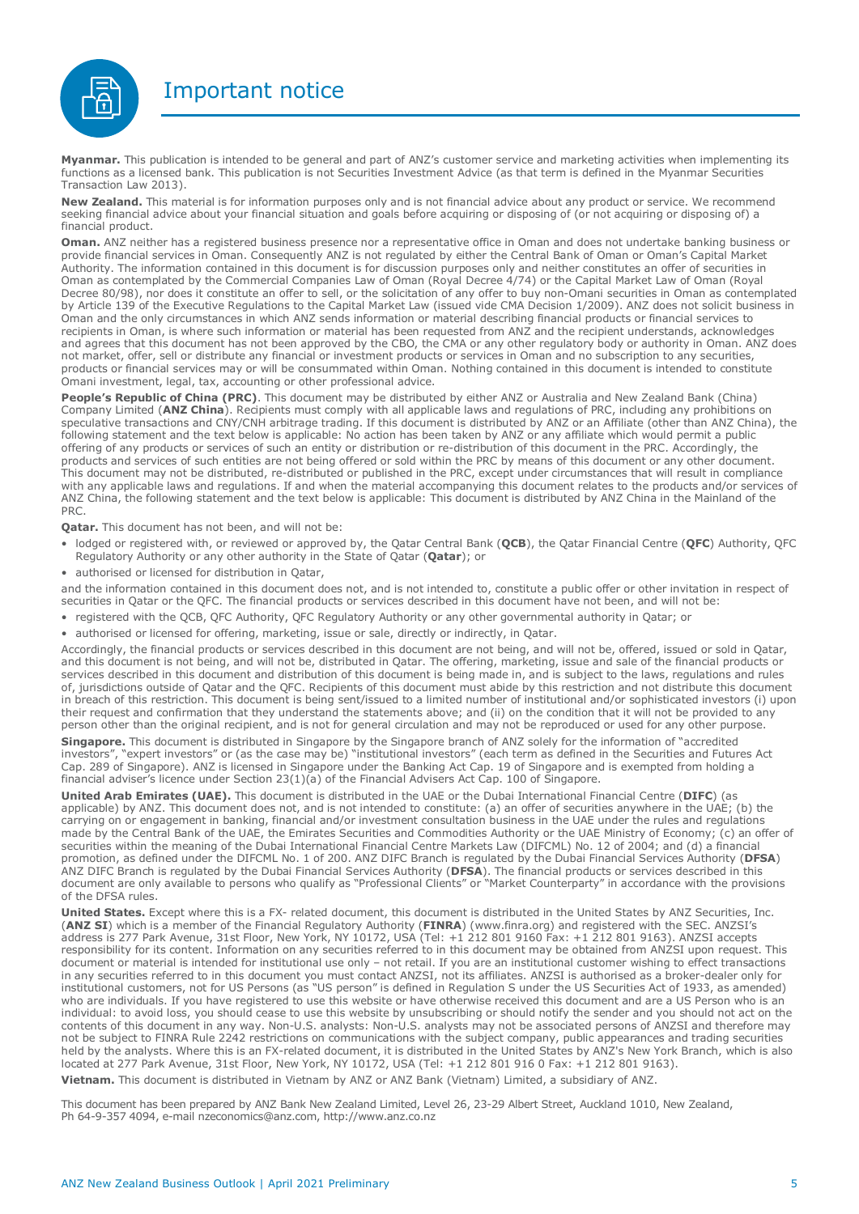# Important notice

**Myanmar.** This publication is intended to be general and part of ANZ's customer service and marketing activities when implementing its functions as a licensed bank. This publication is not Securities Investment Advice (as that term is defined in the Myanmar Securities Transaction Law 2013).

**New Zealand.** This material is for information purposes only and is not financial advice about any product or service. We recommend seeking financial advice about your financial situation and goals before acquiring or disposing of (or not acquiring or disposing of) a financial product.

**Oman.** ANZ neither has a registered business presence nor a representative office in Oman and does not undertake banking business or provide financial services in Oman. Consequently ANZ is not regulated by either the Central Bank of Oman or Oman's Capital Market Authority. The information contained in this document is for discussion purposes only and neither constitutes an offer of securities in Oman as contemplated by the Commercial Companies Law of Oman (Royal Decree 4/74) or the Capital Market Law of Oman (Royal Decree 80/98), nor does it constitute an offer to sell, or the solicitation of any offer to buy non-Omani securities in Oman as contemplated by Article 139 of the Executive Regulations to the Capital Market Law (issued vide CMA Decision 1/2009). ANZ does not solicit business in Oman and the only circumstances in which ANZ sends information or material describing financial products or financial services to recipients in Oman, is where such information or material has been requested from ANZ and the recipient understands, acknowledges and agrees that this document has not been approved by the CBO, the CMA or any other regulatory body or authority in Oman. ANZ does not market, offer, sell or distribute any financial or investment products or services in Oman and no subscription to any securities, products or financial services may or will be consummated within Oman. Nothing contained in this document is intended to constitute Omani investment, legal, tax, accounting or other professional advice.

**People's Republic of China (PRC)**. This document may be distributed by either ANZ or Australia and New Zealand Bank (China) Company Limited (**ANZ China**). Recipients must comply with all applicable laws and regulations of PRC, including any prohibitions on speculative transactions and CNY/CNH arbitrage trading. If this document is distributed by ANZ or an Affiliate (other than ANZ China), the following statement and the text below is applicable: No action has been taken by ANZ or any affiliate which would permit a public offering of any products or services of such an entity or distribution or re-distribution of this document in the PRC. Accordingly, the products and services of such entities are not being offered or sold within the PRC by means of this document or any other document. This document may not be distributed, re-distributed or published in the PRC, except under circumstances that will result in compliance with any applicable laws and regulations. If and when the material accompanying this document relates to the products and/or services of ANZ China, the following statement and the text below is applicable: This document is distributed by ANZ China in the Mainland of the PRC.

**Qatar.** This document has not been, and will not be:

- lodged or registered with, or reviewed or approved by, the Qatar Central Bank (**QCB**), the Qatar Financial Centre (**QFC**) Authority, QFC Regulatory Authority or any other authority in the State of Qatar (**Qatar**); or
- authorised or licensed for distribution in Qatar,

and the information contained in this document does not, and is not intended to, constitute a public offer or other invitation in respect of securities in Qatar or the QFC. The financial products or services described in this document have not been, and will not be:

- registered with the QCB, QFC Authority, QFC Regulatory Authority or any other governmental authority in Qatar; or
- authorised or licensed for offering, marketing, issue or sale, directly or indirectly, in Qatar.

Accordingly, the financial products or services described in this document are not being, and will not be, offered, issued or sold in Qatar, and this document is not being, and will not be, distributed in Qatar. The offering, marketing, issue and sale of the financial products or services described in this document and distribution of this document is being made in, and is subject to the laws, regulations and rules of, jurisdictions outside of Qatar and the QFC. Recipients of this document must abide by this restriction and not distribute this document in breach of this restriction. This document is being sent/issued to a limited number of institutional and/or sophisticated investors (i) upon their request and confirmation that they understand the statements above; and (ii) on the condition that it will not be provided to any person other than the original recipient, and is not for general circulation and may not be reproduced or used for any other purpose.

**Singapore.** This document is distributed in Singapore by the Singapore branch of ANZ solely for the information of "accredited investors", "expert investors" or (as the case may be) "institutional investors" (each term as defined in the Securities and Futures Act Cap. 289 of Singapore). ANZ is licensed in Singapore under the Banking Act Cap. 19 of Singapore and is exempted from holding a financial adviser's licence under Section 23(1)(a) of the Financial Advisers Act Cap. 100 of Singapore.

**United Arab Emirates (UAE).** This document is distributed in the UAE or the Dubai International Financial Centre (**DIFC**) (as applicable) by ANZ. This document does not, and is not intended to constitute: (a) an offer of securities anywhere in the UAE; (b) the carrying on or engagement in banking, financial and/or investment consultation business in the UAE under the rules and regulations made by the Central Bank of the UAE, the Emirates Securities and Commodities Authority or the UAE Ministry of Economy; (c) an offer of securities within the meaning of the Dubai International Financial Centre Markets Law (DIFCML) No. 12 of 2004; and (d) a financial promotion, as defined under the DIFCML No. 1 of 200. ANZ DIFC Branch is regulated by the Dubai Financial Services Authority (**DFSA**) ANZ DIFC Branch is regulated by the Dubai Financial Services Authority (**DFSA**). The financial products or services described in this document are only available to persons who qualify as "Professional Clients" or "Market Counterparty" in accordance with the provisions of the DFSA rules.

**United States.** Except where this is a FX- related document, this document is distributed in the United States by ANZ Securities, Inc. (**ANZ SI**) which is a member of the Financial Regulatory Authority (**FINRA**) (www.finra.org) and registered with the SEC. ANZSI's address is 277 Park Avenue, 31st Floor, New York, NY 10172, USA (Tel: +1 212 801 9160 Fax: +1 212 801 9163). ANZSI accepts responsibility for its content. Information on any securities referred to in this document may be obtained from ANZSI upon request. This document or material is intended for institutional use only – not retail. If you are an institutional customer wishing to effect transactions in any securities referred to in this document you must contact ANZSI, not its affiliates. ANZSI is authorised as a broker-dealer only for institutional customers, not for US Persons (as "US person" is defined in Regulation S under the US Securities Act of 1933, as amended) who are individuals. If you have registered to use this website or have otherwise received this document and are a US Person who is an individual: to avoid loss, you should cease to use this website by unsubscribing or should notify the sender and you should not act on the contents of this document in any way. Non-U.S. analysts: Non-U.S. analysts may not be associated persons of ANZSI and therefore may not be subject to FINRA Rule 2242 restrictions on communications with the subject company, public appearances and trading securities held by the analysts. Where this is an FX-related document, it is distributed in the United States by ANZ's New York Branch, which is also located at 277 Park Avenue, 31st Floor, New York, NY 10172, USA (Tel: +1 212 801 916 0 Fax: +1 212 801 9163).

**Vietnam.** This document is distributed in Vietnam by ANZ or ANZ Bank (Vietnam) Limited, a subsidiary of ANZ.

This document has been prepared by ANZ Bank New Zealand Limited, Level 26, 23-29 Albert Street, Auckland 1010, New Zealand, Ph 64-9-357 4094, e-mail nzeconomics@anz.com, http://www.anz.co.nz